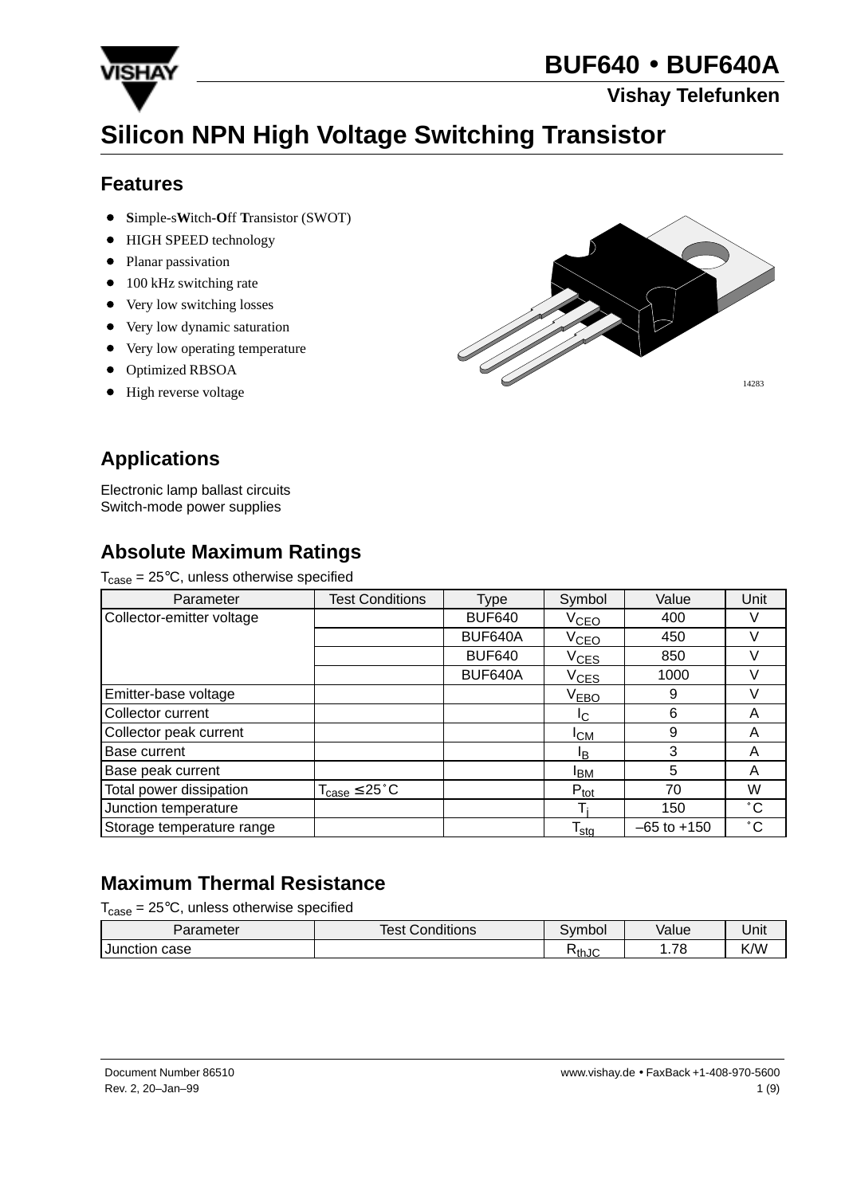# BUF640 • BUF640A

**Vishay Telefunken**

# Silicon NPN High Voltage Switching Transistor

## Features

- **S**imple-s**W**itch-**O**ff **T**ransistor (SWOT)
- HIGH SPEED technology
- Planar passivation
- 100 kHz switching rate
- Very low switching losses
- Very low dynamic saturation
- Very low operating temperature
- Optimized RBSOA
- High reverse voltage

14283

## Applications

Electronic lamp ballast circuits
Switch-mode power supplies

## Absolute Maximum Ratings

$T_{case}$ = 25°C, unless otherwise specified

| Parameter | Test Conditions | Type | Symbol | Value | Unit |
|---|---|---|---|---|---|
| Collector-emitter voltage | | BUF640 | $V_{CEO}$ | 400 | V |
| | | BUF640A | $V_{CEO}$ | 450 | V |
| | | BUF640 | $V_{CES}$ | 850 | V |
| | | BUF640A | $V_{CES}$ | 1000 | V |
| Emitter-base voltage | | | $V_{EBO}$ | 9 | V |
| Collector current | | | $I_C$ | 6 | A |
| Collector peak current | | | $I_{CM}$ | 9 | A |
| Base current | | | $I_B$ | 3 | A |
| Base peak current | | | $I_{BM}$ | 5 | A |
| Total power dissipation | $T_{case} \leq 25^\circ C$ | | $P_{tot}$ | 70 | W |
| Junction temperature | | | $T_j$ | 150 | °C |
| Storage temperature range | | | $T_{stg}$ | –65 to +150 | °C |

## Maximum Thermal Resistance

$T_{case}$ = 25°C, unless otherwise specified

| Parameter | Test Conditions | Symbol | Value | Unit |
|---|---|---|---|---|
| Junction case | | $R_{thJC}$ | 1.78 | K/W |

Document Number 86510
Rev. 2, 20–Jan–99

www.vishay.de • FaxBack +1-408-970-5600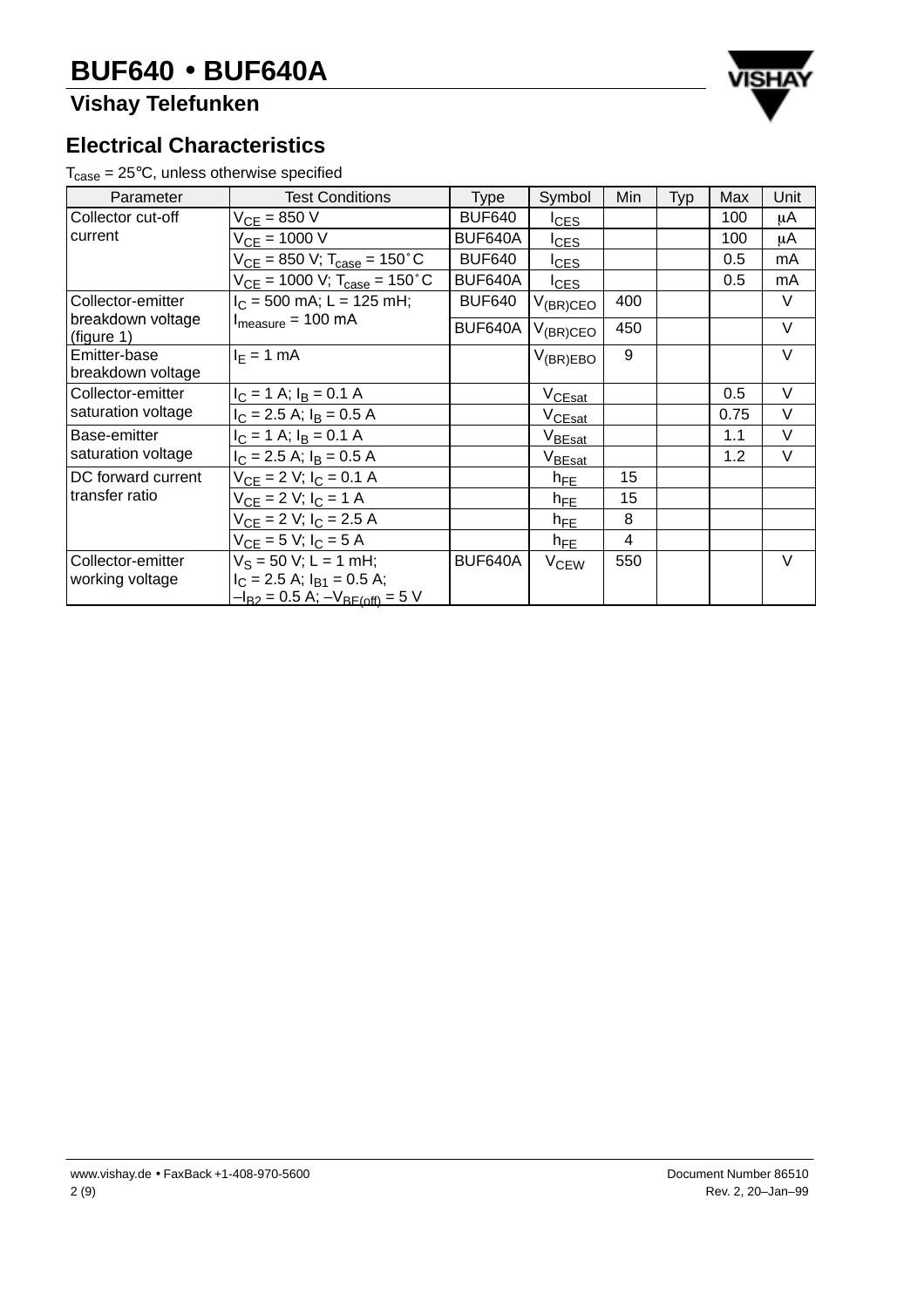## Electrical Characteristics

$T_{case}$ = 25°C, unless otherwise specified

| Parameter | Test Conditions | Type | Symbol | Min | Typ | Max | Unit |
|---|---|---|---|---|---|---|---|
| Collector cut-off current | $V_{CE}$ = 850 V | BUF640 | $I_{CES}$ | | | 100 | μA |
| | $V_{CE}$ = 1000 V | BUF640A | $I_{CES}$ | | | 100 | μA |
| | $V_{CE}$ = 850 V; $T_{case}$ = 150˚C | BUF640 | $I_{CES}$ | | | 0.5 | mA |
| | $V_{CE}$ = 1000 V; $T_{case}$ = 150˚C | BUF640A | $I_{CES}$ | | | 0.5 | mA |
| Collector-emitter breakdown voltage (figure 1) | $I_C$ = 500 mA; L = 125 mH; $I_{measure}$ = 100 mA | BUF640 | $V_{(BR)CEO}$ | 400 | | | V |
| | | BUF640A | $V_{(BR)CEO}$ | 450 | | | V |
| Emitter-base breakdown voltage | $I_E$ = 1 mA | | $V_{(BR)EBO}$ | 9 | | | V |
| Collector-emitter saturation voltage | $I_C$ = 1 A; $I_B$ = 0.1 A | | $V_{CEsat}$ | | | 0.5 | V |
| | $I_C$ = 2.5 A; $I_B$ = 0.5 A | | $V_{CEsat}$ | | | 0.75 | V |
| Base-emitter saturation voltage | $I_C$ = 1 A; $I_B$ = 0.1 A | | $V_{BEsat}$ | | | 1.1 | V |
| | $I_C$ = 2.5 A; $I_B$ = 0.5 A | | $V_{BEsat}$ | | | 1.2 | V |
| DC forward current transfer ratio | $V_{CE}$ = 2 V; $I_C$ = 0.1 A | | $h_{FE}$ | 15 | | | |
| | $V_{CE}$ = 2 V; $I_C$ = 1 A | | $h_{FE}$ | 15 | | | |
| | $V_{CE}$ = 2 V; $I_C$ = 2.5 A | | $h_{FE}$ | 8 | | | |
| | $V_{CE}$ = 5 V; $I_C$ = 5 A | | $h_{FE}$ | 4 | | | |
| Collector-emitter working voltage | $V_S$ = 50 V; L = 1 mH; $I_C$ = 2.5 A; $I_{B1}$ = 0.5 A; $-I_{B2}$ = 0.5 A; $-V_{BE(off)}$ = 5 V | BUF640A | $V_{CEW}$ | 550 | | | V |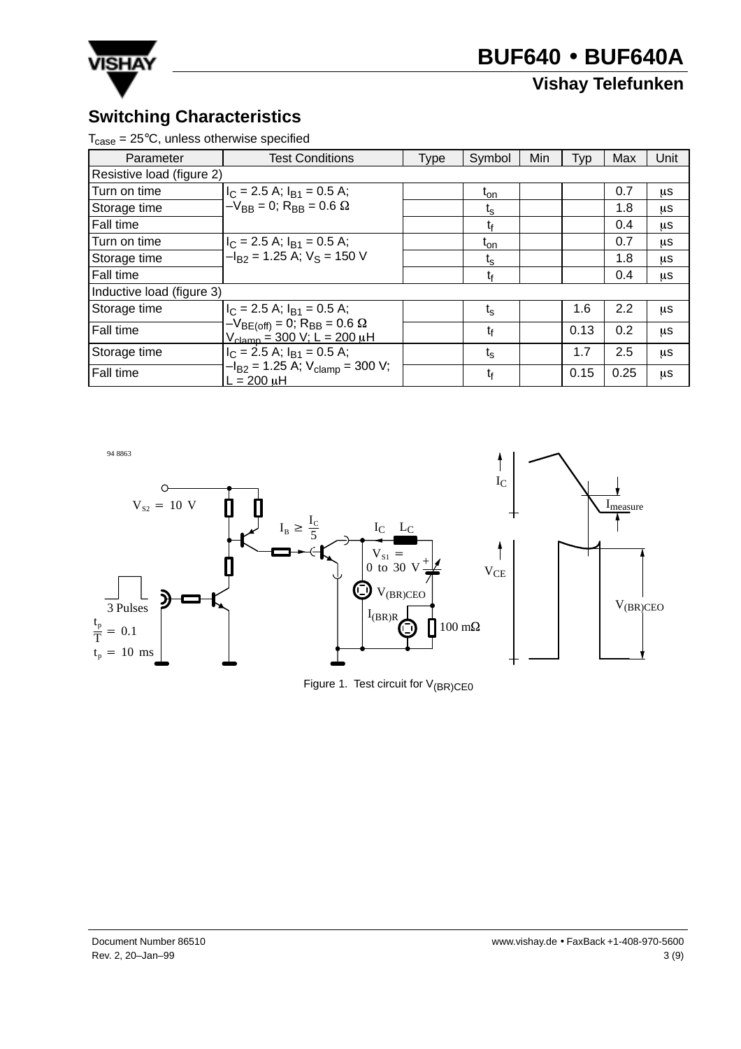## Switching Characteristics

$T_{case}$ = 25°C, unless otherwise specified

| Parameter | Test Conditions | Type | Symbol | Min | Typ | Max | Unit |
|---|---|---|---|---|---|---|---|
| Resistive load (figure 2) | | | | | | | |
| Turn on time | $I_C$ = 2.5 A; $I_{B1}$ = 0.5 A; $-V_{BB}$ = 0; $R_{BB}$ = 0.6 Ω | | $t_{on}$ | | | 0.7 | μs |
| Storage time | | | $t_s$ | | | 1.8 | μs |
| Fall time | | | $t_f$ | | | 0.4 | μs |
| Turn on time | $I_C$ = 2.5 A; $I_{B1}$ = 0.5 A; $-I_{B2}$ = 1.25 A; $V_S$ = 150 V | | $t_{on}$ | | | 0.7 | μs |
| Storage time | | | $t_s$ | | | 1.8 | μs |
| Fall time | | | $t_f$ | | | 0.4 | μs |
| Inductive load (figure 3) | | | | | | | |
| Storage time | $I_C$ = 2.5 A; $I_{B1}$ = 0.5 A; $-V_{BE(off)}$ = 0; $R_{BB}$ = 0.6 Ω $V_{clamp}$ = 300 V; L = 200 μH | | $t_s$ | | 1.6 | 2.2 | μs |
| Fall time | | | $t_f$ | | 0.13 | 0.2 | μs |
| Storage time | $I_C$ = 2.5 A; $I_{B1}$ = 0.5 A; $-I_{B2}$ = 1.25 A; $V_{clamp}$ = 300 V; L = 200 μH | | $t_s$ | | 1.7 | 2.5 | μs |
| Fall time | | | $t_f$ | | 0.15 | 0.25 | μs |

Figure 1. Test circuit for $V_{(BR)CE0}$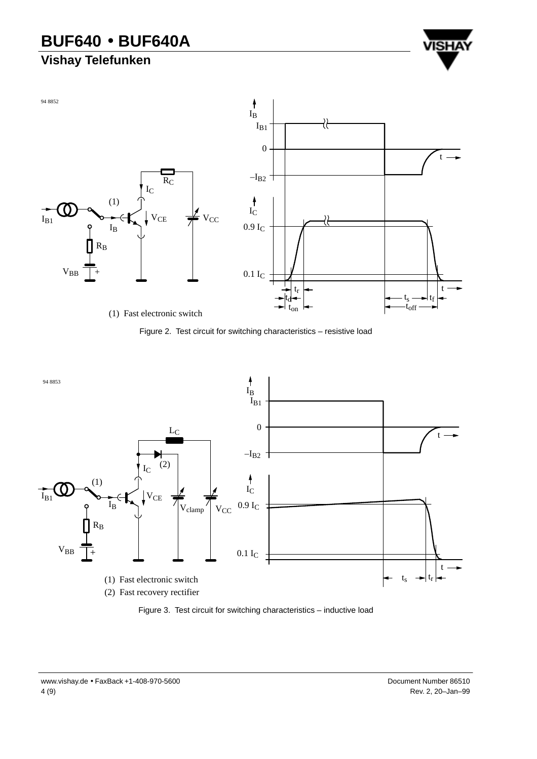94 8852

(1) Fast electronic switch

Figure 2. Test circuit for switching characteristics – resistive load

94 8853

(1) Fast electronic switch

(2) Fast recovery rectifier

Figure 3. Test circuit for switching characteristics – inductive load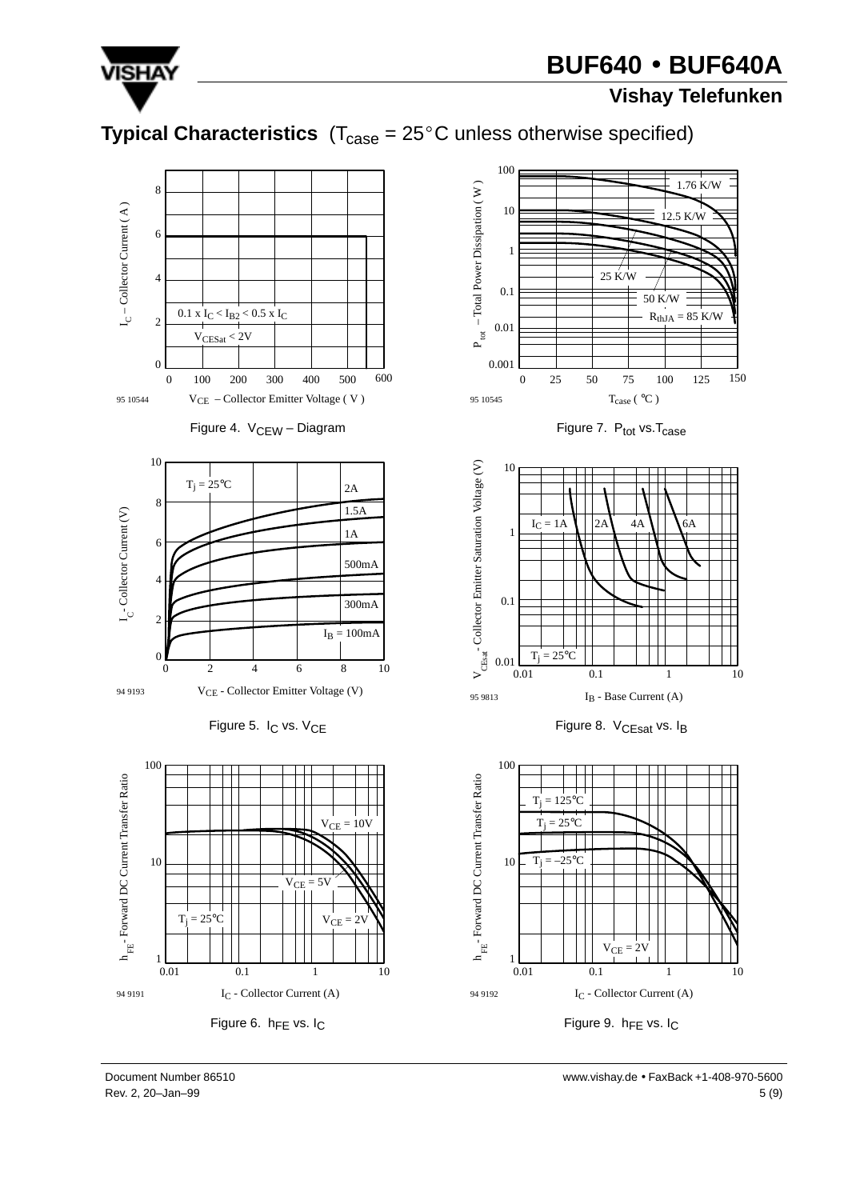## Typical Characteristics ($T_{case}$ = 25°C unless otherwise specified)

Figure 4. $V_{CEW}$ – Diagram

Figure 7. $P_{tot}$ vs. $T_{case}$

Figure 5. $I_C$ vs. $V_{CE}$

Figure 8. $V_{CEsat}$ vs. $I_B$

Figure 6. $h_{FE}$ vs. $I_C$

Figure 9. $h_{FE}$ vs. $I_C$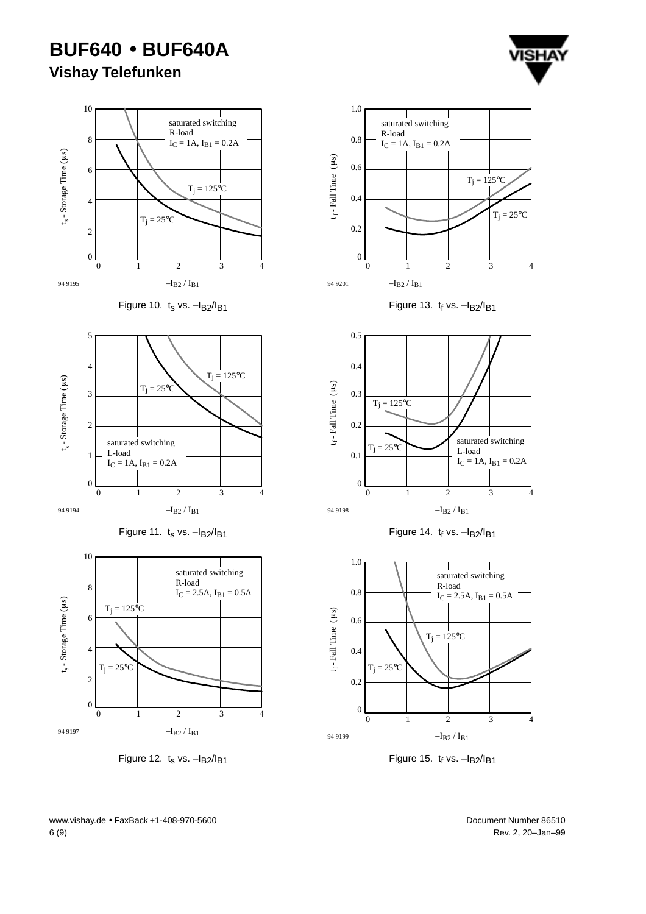Figure 10. $t_s$ vs. $-I_{B2}/I_{B1}$

Figure 11. $t_s$ vs. $-I_{B2}/I_{B1}$

Figure 12. $t_s$ vs. $-I_{B2}/I_{B1}$

Figure 13. $t_f$ vs. $-I_{B2}/I_{B1}$

Figure 14. $t_f$ vs. $-I_{B2}/I_{B1}$

Figure 15. $t_f$ vs. $-I_{B2}/I_{B1}$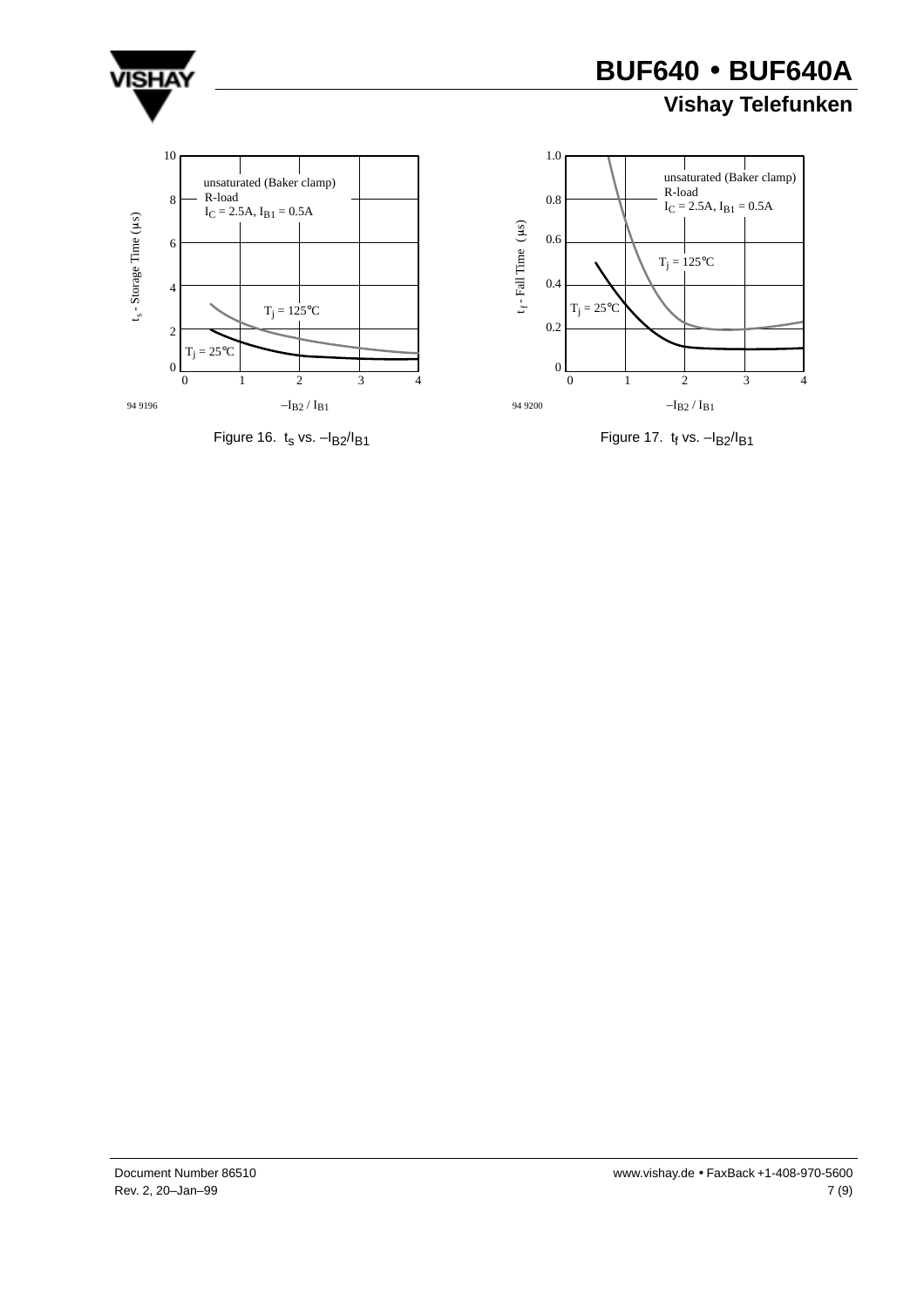unsaturated (Baker clamp)
R-load
$I_C$ = 2.5A, $I_{B1}$ = 0.5A

$T_j$ = 125°C

$T_j$ = 25°C

$t_s$ - Storage Time (µs)

$-I_{B2}$ / $I_{B1}$

94 9196

Figure 16. $t_s$ vs. $-I_{B2}/I_{B1}$

unsaturated (Baker clamp)
R-load
$I_C$ = 2.5A, $I_{B1}$ = 0.5A

$T_j$ = 125°C

$T_j$ = 25°C

$t_f$ - Fall Time (µs)

$-I_{B2}$ / $I_{B1}$

94 9200

Figure 17. $t_f$ vs. $-I_{B2}/I_{B1}$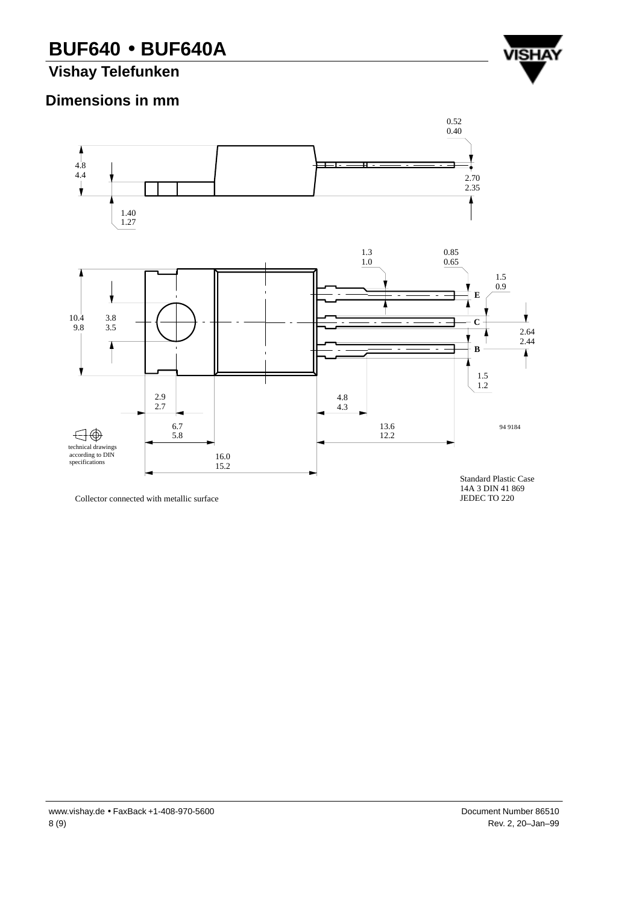## Dimensions in mm

0.52
0.40

4.8
4.4

2.70
2.35

1.40
1.27

1.3
1.0

0.85
0.65

1.5
0.9

E

10.4
9.8

3.8
3.5

C

2.64
2.44

B

1.5
1.2

2.9
2.7

4.8
4.3

6.7
5.8

13.6
12.2

94 9184

technical drawings
according to DIN
specifications

16.0
15.2

Standard Plastic Case
14A 3 DIN 41 869
JEDEC TO 220

Collector connected with metallic surface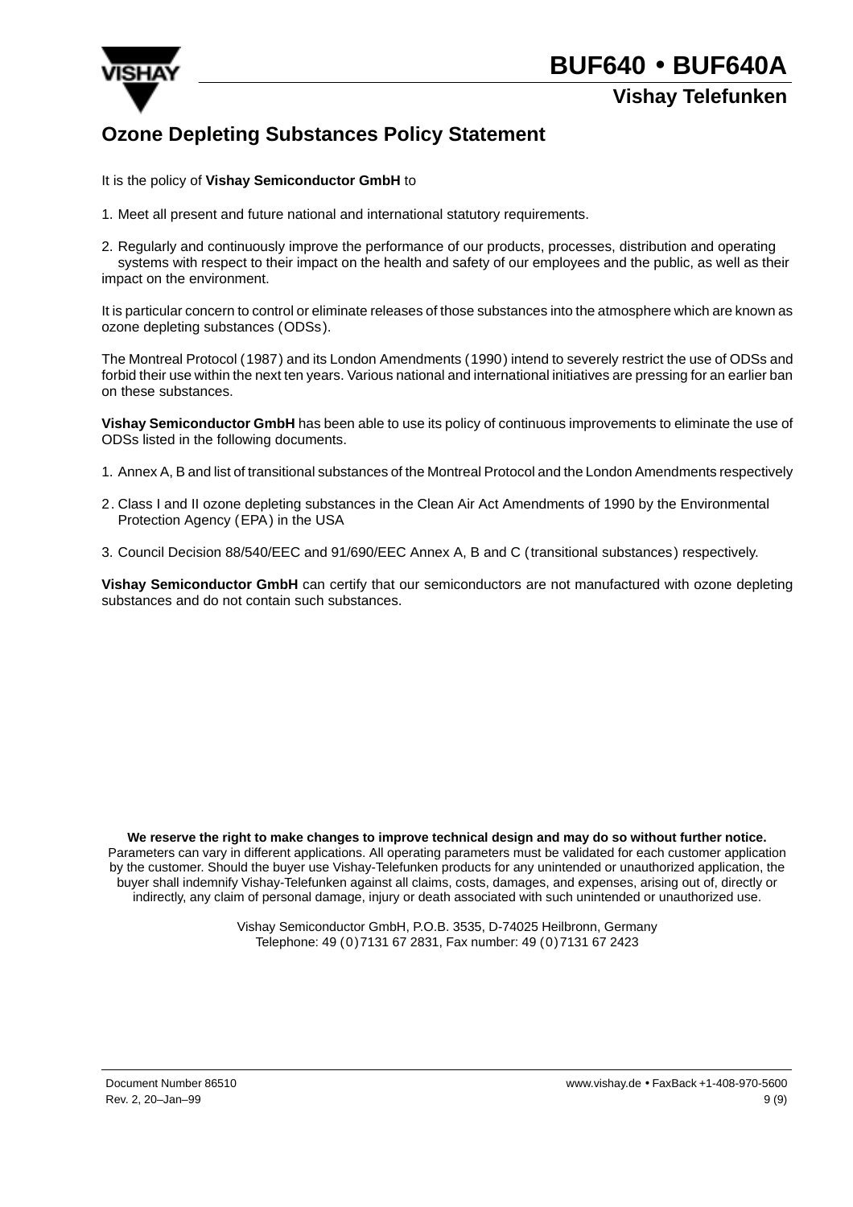## Ozone Depleting Substances Policy Statement

It is the policy of **Vishay Semiconductor GmbH** to

1. Meet all present and future national and international statutory requirements.

2. Regularly and continuously improve the performance of our products, processes, distribution and operating systems with respect to their impact on the health and safety of our employees and the public, as well as their impact on the environment.

It is particular concern to control or eliminate releases of those substances into the atmosphere which are known as ozone depleting substances (ODSs).

The Montreal Protocol (1987) and its London Amendments (1990) intend to severely restrict the use of ODSs and forbid their use within the next ten years. Various national and international initiatives are pressing for an earlier ban on these substances.

**Vishay Semiconductor GmbH** has been able to use its policy of continuous improvements to eliminate the use of ODSs listed in the following documents.

1. Annex A, B and list of transitional substances of the Montreal Protocol and the London Amendments respectively

2. Class I and II ozone depleting substances in the Clean Air Act Amendments of 1990 by the Environmental Protection Agency (EPA) in the USA

3. Council Decision 88/540/EEC and 91/690/EEC Annex A, B and C (transitional substances) respectively.

**Vishay Semiconductor GmbH** can certify that our semiconductors are not manufactured with ozone depleting substances and do not contain such substances.

**We reserve the right to make changes to improve technical design and may do so without further notice.**
Parameters can vary in different applications. All operating parameters must be validated for each customer application by the customer. Should the buyer use Vishay-Telefunken products for any unintended or unauthorized application, the buyer shall indemnify Vishay-Telefunken against all claims, costs, damages, and expenses, arising out of, directly or indirectly, any claim of personal damage, injury or death associated with such unintended or unauthorized use.

Vishay Semiconductor GmbH, P.O.B. 3535, D-74025 Heilbronn, Germany
Telephone: 49 (0)7131 67 2831, Fax number: 49 (0)7131 67 2423